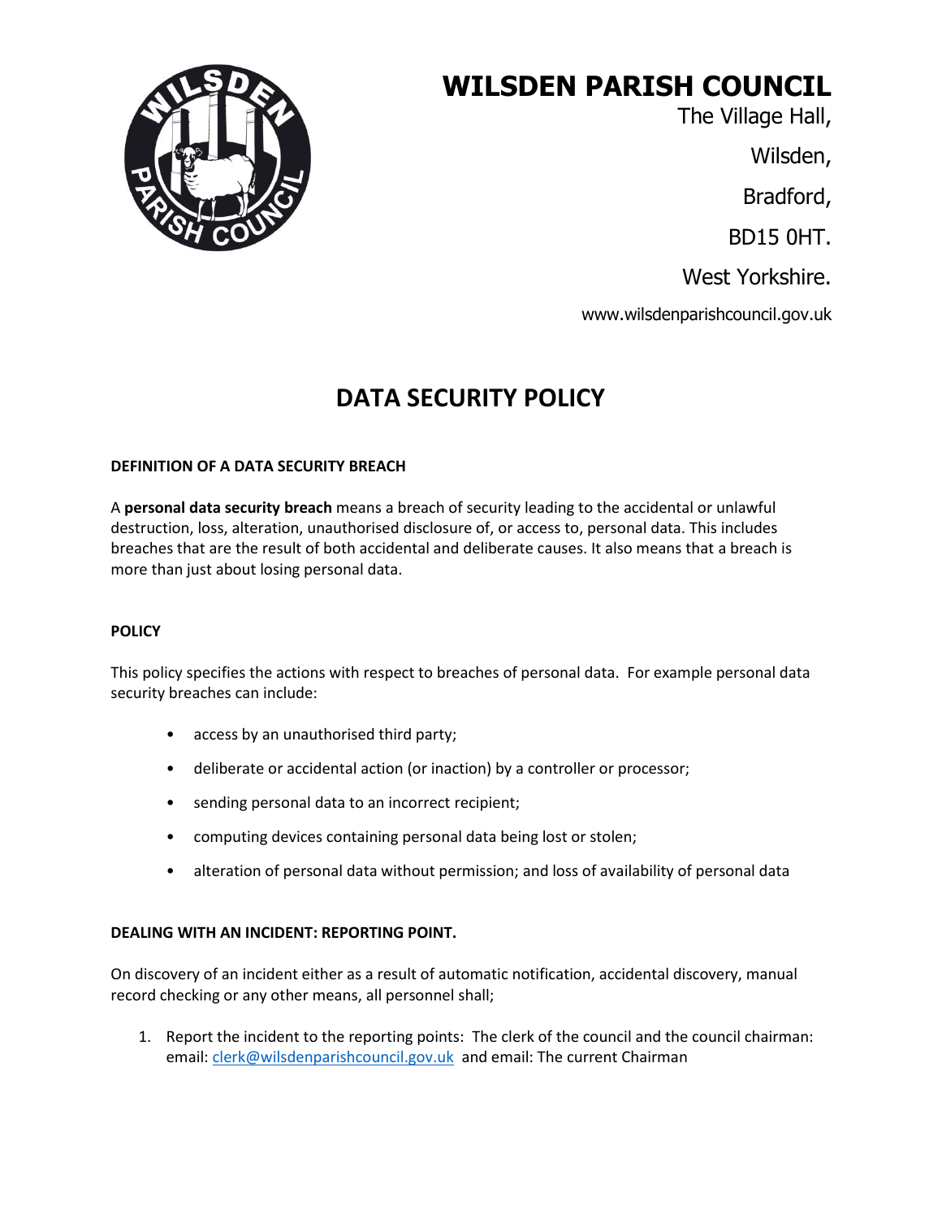# WILSDEN PARISH COUNCIL

The Village Hall,

Wilsden,

Bradford,

BD15 0HT.

West Yorkshire.

www.wilsdenparishcouncil.gov.uk

## DATA SECURITY POLICY

**DEFINITION OF A DATA SECURITY BREACH**

A **personal data security breach** means a breach of security leading to the accidental or unlawful destruction, loss, alteration, unauthorised disclosure of, or access to, personal data. This includes breaches that are the result of both accidental and deliberate causes. It also means that a breach is more than just about losing personal data.

**POLICY**

This policy specifies the actions with respect to breaches of personal data. For example personal data security breaches can include:

- access by an unauthorised third party;
- deliberate or accidental action (or inaction) by a controller or processor;
- sending personal data to an incorrect recipient;
- computing devices containing personal data being lost or stolen;
- alteration of personal data without permission; and loss of availability of personal data

**DEALING WITH AN INCIDENT: REPORTING POINT.**

On discovery of an incident either as a result of automatic notification, accidental discovery, manual record checking or any other means, all personnel shall;

1. Report the incident to the reporting points: The clerk of the council and the council chairman: email: clerk@wilsdenparishcouncil.gov.uk and email: The current Chairman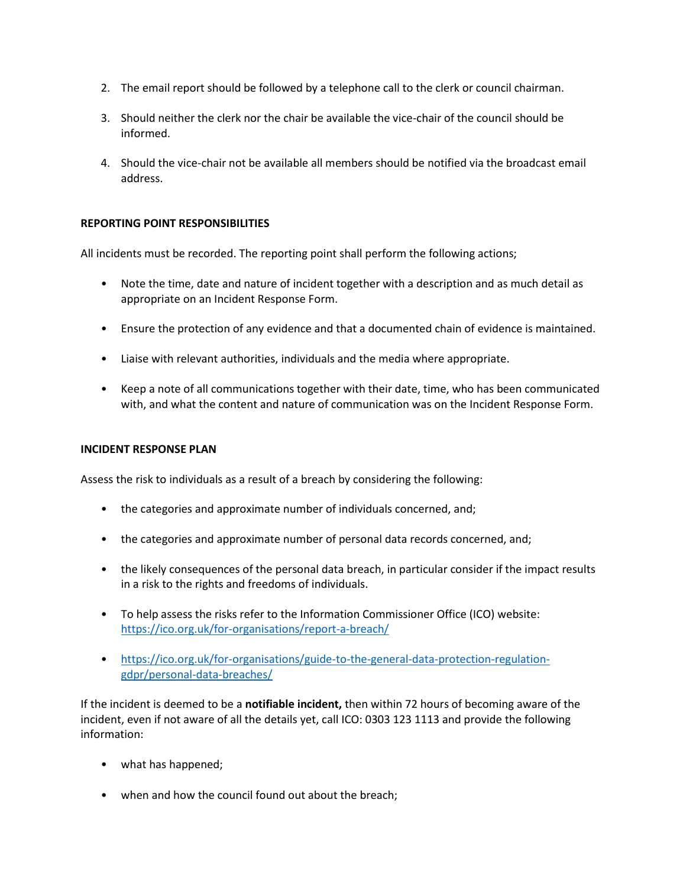2. The email report should be followed by a telephone call to the clerk or council chairman.
3. Should neither the clerk nor the chair be available the vice-chair of the council should be informed.
4. Should the vice-chair not be available all members should be notified via the broadcast email address.

**REPORTING POINT RESPONSIBILITIES**

All incidents must be recorded. The reporting point shall perform the following actions;

- Note the time, date and nature of incident together with a description and as much detail as appropriate on an Incident Response Form.
- Ensure the protection of any evidence and that a documented chain of evidence is maintained.
- Liaise with relevant authorities, individuals and the media where appropriate.
- Keep a note of all communications together with their date, time, who has been communicated with, and what the content and nature of communication was on the Incident Response Form.

**INCIDENT RESPONSE PLAN**

Assess the risk to individuals as a result of a breach by considering the following:

- the categories and approximate number of individuals concerned, and;
- the categories and approximate number of personal data records concerned, and;
- the likely consequences of the personal data breach, in particular consider if the impact results in a risk to the rights and freedoms of individuals.
- To help assess the risks refer to the Information Commissioner Office (ICO) website: [https://ico.org.uk/for-organisations/report-a-breach/](https://ico.org.uk/for-organisations/report-a-breach/)
- [https://ico.org.uk/for-organisations/guide-to-the-general-data-protection-regulation-gdpr/personal-data-breaches/](https://ico.org.uk/for-organisations/guide-to-the-general-data-protection-regulation-gdpr/personal-data-breaches/)

If the incident is deemed to be a **notifiable incident,** then within 72 hours of becoming aware of the incident, even if not aware of all the details yet, call ICO: 0303 123 1113 and provide the following information:

- what has happened;
- when and how the council found out about the breach;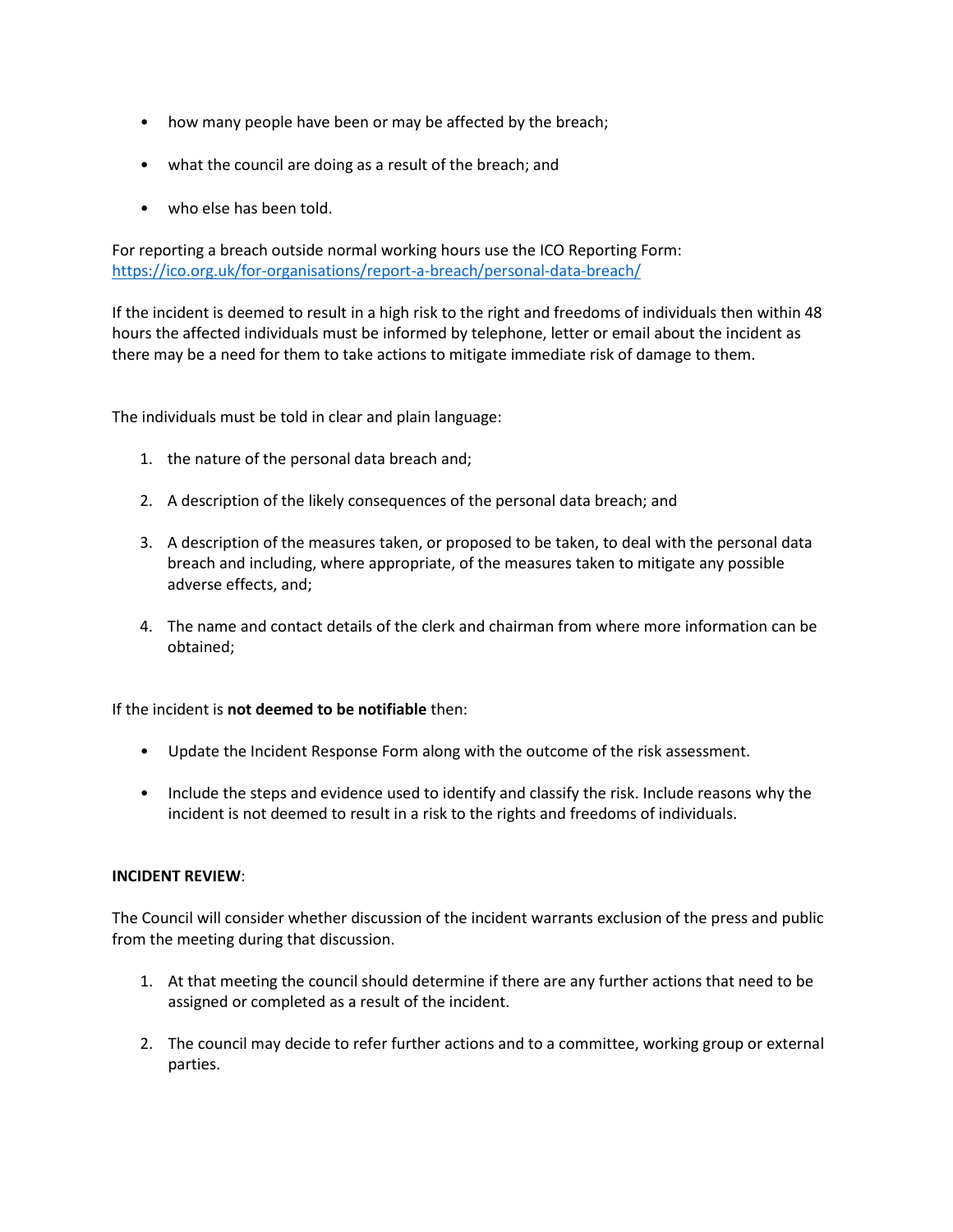- how many people have been or may be affected by the breach;
- what the council are doing as a result of the breach; and
- who else has been told.

For reporting a breach outside normal working hours use the ICO Reporting Form: [https://ico.org.uk/for-organisations/report-a-breach/personal-data-breach/](https://ico.org.uk/for-organisations/report-a-breach/personal-data-breach/)

If the incident is deemed to result in a high risk to the right and freedoms of individuals then within 48 hours the affected individuals must be informed by telephone, letter or email about the incident as there may be a need for them to take actions to mitigate immediate risk of damage to them.

The individuals must be told in clear and plain language:

1. the nature of the personal data breach and;
2. A description of the likely consequences of the personal data breach; and
3. A description of the measures taken, or proposed to be taken, to deal with the personal data breach and including, where appropriate, of the measures taken to mitigate any possible adverse effects, and;
4. The name and contact details of the clerk and chairman from where more information can be obtained;

If the incident is **not deemed to be notifiable** then:

- Update the Incident Response Form along with the outcome of the risk assessment.
- Include the steps and evidence used to identify and classify the risk. Include reasons why the incident is not deemed to result in a risk to the rights and freedoms of individuals.

**INCIDENT REVIEW**:

The Council will consider whether discussion of the incident warrants exclusion of the press and public from the meeting during that discussion.

1. At that meeting the council should determine if there are any further actions that need to be assigned or completed as a result of the incident.
2. The council may decide to refer further actions and to a committee, working group or external parties.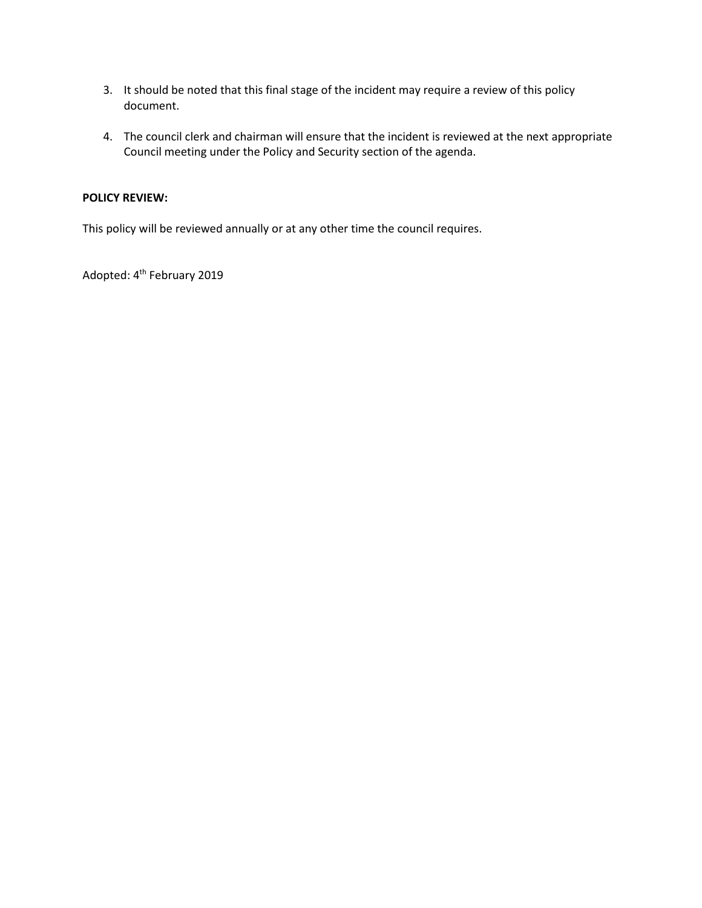3. It should be noted that this final stage of the incident may require a review of this policy document.

4. The council clerk and chairman will ensure that the incident is reviewed at the next appropriate Council meeting under the Policy and Security section of the agenda.

**POLICY REVIEW:**

This policy will be reviewed annually or at any other time the council requires.

Adopted: 4th February 2019